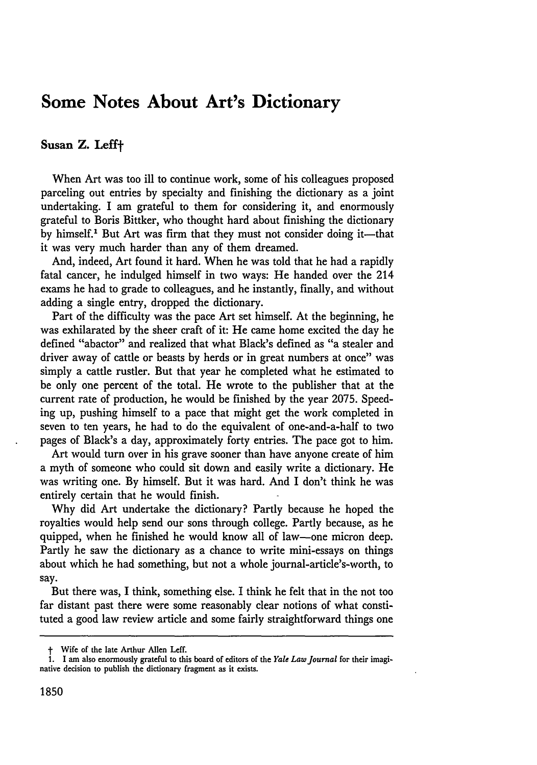# Some Notes About Art's Dictionary

**Susan Z. Leff†**

When Art was too ill to continue work, some of his colleagues proposed parceling out entries by specialty and finishing the dictionary as a joint undertaking. I am grateful to them for considering it, and enormously grateful to Boris Bittker, who thought hard about finishing the dictionary by himself.[1] But Art was firm that they must not consider doing it—that it was very much harder than any of them dreamed.

And, indeed, Art found it hard. When he was told that he had a rapidly fatal cancer, he indulged himself in two ways: He handed over the 214 exams he had to grade to colleagues, and he instantly, finally, and without adding a single entry, dropped the dictionary.

Part of the difficulty was the pace Art set himself. At the beginning, he was exhilarated by the sheer craft of it: He came home excited the day he defined "abactor" and realized that what Black's defined as "a stealer and driver away of cattle or beasts by herds or in great numbers at once" was simply a cattle rustler. But that year he completed what he estimated to be only one percent of the total. He wrote to the publisher that at the current rate of production, he would be finished by the year 2075. Speeding up, pushing himself to a pace that might get the work completed in seven to ten years, he had to do the equivalent of one-and-a-half to two pages of Black's a day, approximately forty entries. The pace got to him.

Art would turn over in his grave sooner than have anyone create of him a myth of someone who could sit down and easily write a dictionary. He was writing one. By himself. But it was hard. And I don't think he was entirely certain that he would finish.

Why did Art undertake the dictionary? Partly because he hoped the royalties would help send our sons through college. Partly because, as he quipped, when he finished he would know all of law—one micron deep. Partly he saw the dictionary as a chance to write mini-essays on things about which he had something, but not a whole journal-article's-worth, to say.

But there was, I think, something else. I think he felt that in the not too far distant past there were some reasonably clear notions of what constituted a good law review article and some fairly straightforward things one

---

† Wife of the late Arthur Allen Leff.

1. I am also enormously grateful to this board of editors of the *Yale Law Journal* for their imaginative decision to publish the dictionary fragment as it exists.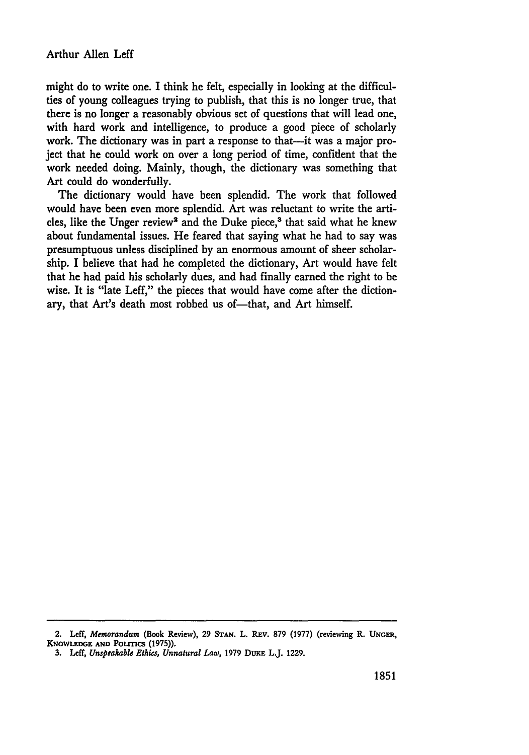might do to write one. I think he felt, especially in looking at the difficulties of young colleagues trying to publish, that this is no longer true, that there is no longer a reasonably obvious set of questions that will lead one, with hard work and intelligence, to produce a good piece of scholarly work. The dictionary was in part a response to that—it was a major project that he could work on over a long period of time, confident that the work needed doing. Mainly, though, the dictionary was something that Art could do wonderfully.

The dictionary would have been splendid. The work that followed would have been even more splendid. Art was reluctant to write the articles, like the Unger review[2] and the Duke piece,[3] that said what he knew about fundamental issues. He feared that saying what he had to say was presumptuous unless disciplined by an enormous amount of sheer scholarship. I believe that had he completed the dictionary, Art would have felt that he had paid his scholarly dues, and had finally earned the right to be wise. It is "late Leff," the pieces that would have come after the dictionary, that Art's death most robbed us of—that, and Art himself.

---

2. Leff, *Memorandum* (Book Review), 29 STAN. L. REV. 879 (1977) (reviewing R. UNGER, KNOWLEDGE AND POLITICS (1975)).

3. Leff, *Unspeakable Ethics, Unnatural Law*, 1979 DUKE L.J. 1229.